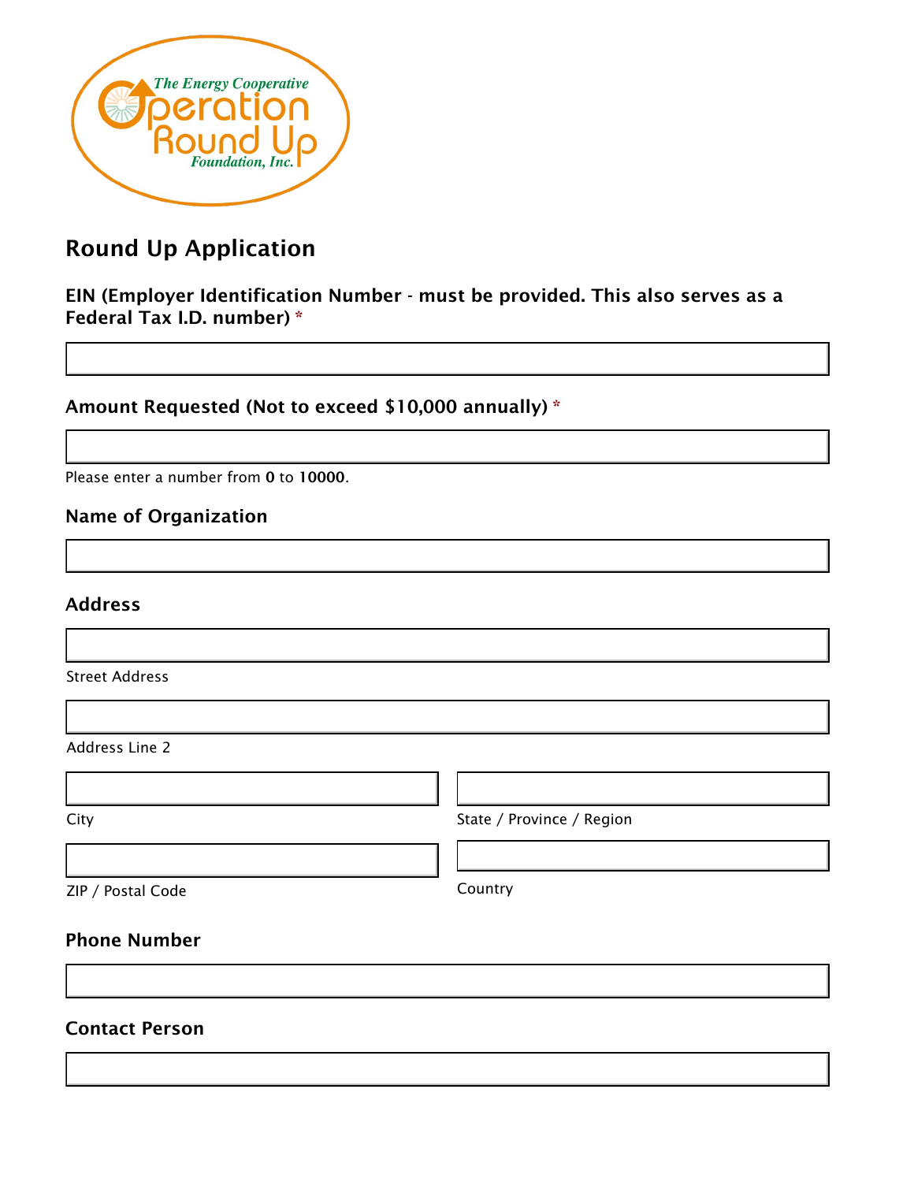The Energy Cooperative
Operation Round Up
Foundation, Inc.

## Round Up Application

**EIN (Employer Identification Number - must be provided. This also serves as a Federal Tax I.D. number) ***

**Amount Requested (Not to exceed $10,000 annually) ***

Please enter a number from **0** to **10000**.

**Name of Organization**

**Address**

Street Address

Address Line 2

City

State / Province / Region

ZIP / Postal Code

Country

**Phone Number**

**Contact Person**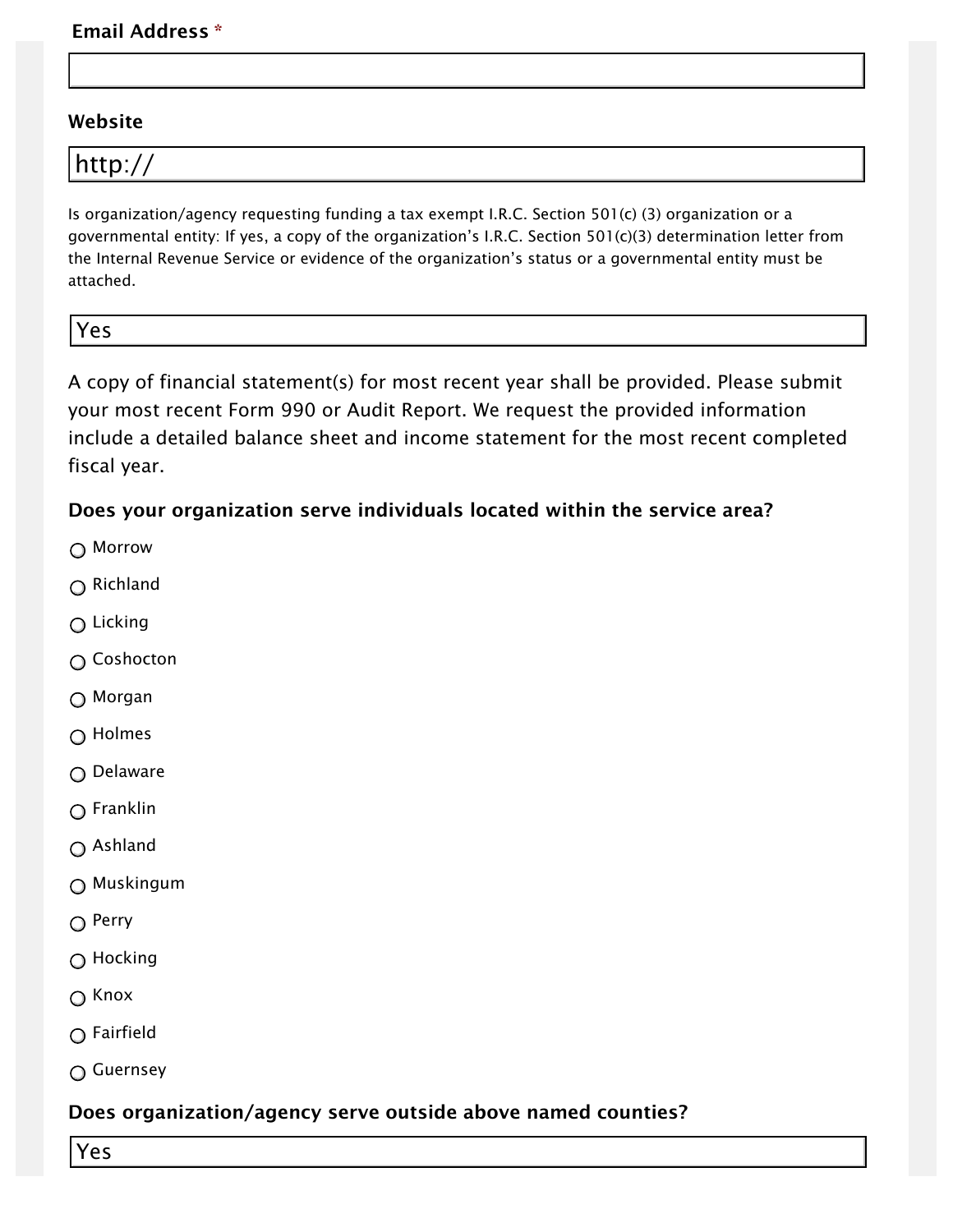**Email Address** *

&nbsp;

**Website**

http://

Is organization/agency requesting funding a tax exempt I.R.C. Section 501(c) (3) organization or a governmental entity: If yes, a copy of the organization's I.R.C. Section 501(c)(3) determination letter from the Internal Revenue Service or evidence of the organization's status or a governmental entity must be attached.

Yes

A copy of financial statement(s) for most recent year shall be provided. Please submit your most recent Form 990 or Audit Report. We request the provided information include a detailed balance sheet and income statement for the most recent completed fiscal year.

**Does your organization serve individuals located within the service area?**

- ○ Morrow
- ○ Richland
- ○ Licking
- ○ Coshocton
- ○ Morgan
- ○ Holmes
- ○ Delaware
- ○ Franklin
- ○ Ashland
- ○ Muskingum
- ○ Perry
- ○ Hocking
- ○ Knox
- ○ Fairfield
- ○ Guernsey

**Does organization/agency serve outside above named counties?**

Yes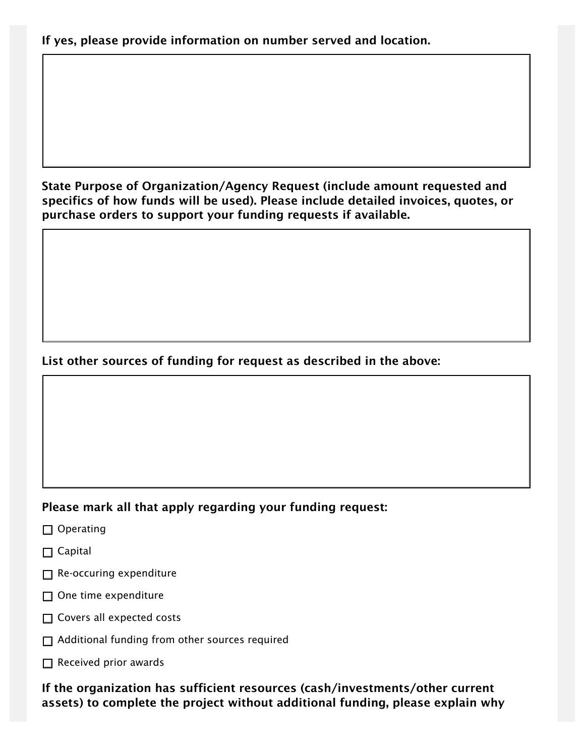**If yes, please provide information on number served and location.**

**State Purpose of Organization/Agency Request (include amount requested and specifics of how funds will be used). Please include detailed invoices, quotes, or purchase orders to support your funding requests if available.**

**List other sources of funding for request as described in the above:**

**Please mark all that apply regarding your funding request:**

- ☐ Operating
- ☐ Capital
- ☐ Re-occuring expenditure
- ☐ One time expenditure
- ☐ Covers all expected costs
- ☐ Additional funding from other sources required
- ☐ Received prior awards

**If the organization has sufficient resources (cash/investments/other current assets) to complete the project without additional funding, please explain why**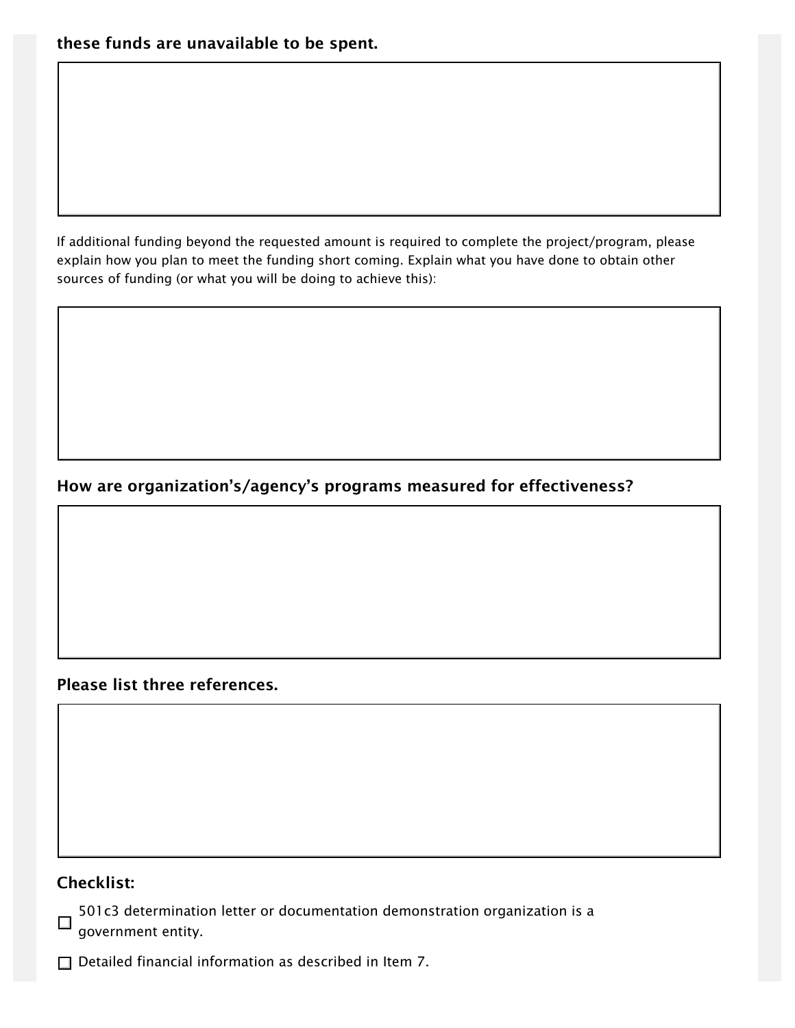**these funds are unavailable to be spent.**

If additional funding beyond the requested amount is required to complete the project/program, please explain how you plan to meet the funding short coming. Explain what you have done to obtain other sources of funding (or what you will be doing to achieve this):

**How are organization's/agency's programs measured for effectiveness?**

**Please list three references.**

**Checklist:**

- ☐ 501c3 determination letter or documentation demonstration organization is a government entity.
- ☐ Detailed financial information as described in Item 7.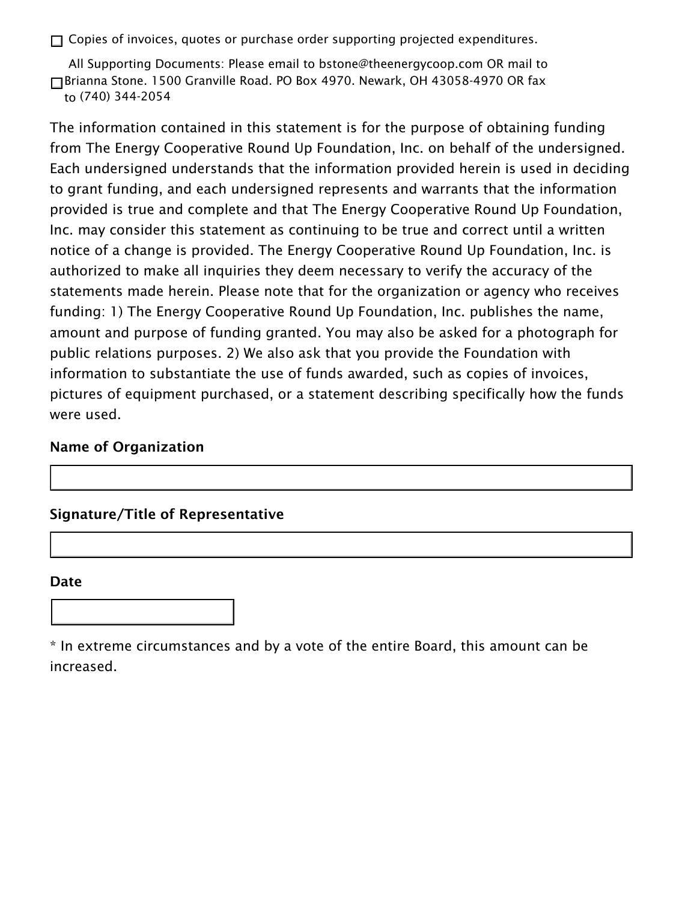- [ ] Copies of invoices, quotes or purchase order supporting projected expenditures.
- [ ] All Supporting Documents: Please email to bstone@theenergycoop.com OR mail to Brianna Stone. 1500 Granville Road. PO Box 4970. Newark, OH 43058-4970 OR fax to (740) 344-2054

The information contained in this statement is for the purpose of obtaining funding from The Energy Cooperative Round Up Foundation, Inc. on behalf of the undersigned. Each undersigned understands that the information provided herein is used in deciding to grant funding, and each undersigned represents and warrants that the information provided is true and complete and that The Energy Cooperative Round Up Foundation, Inc. may consider this statement as continuing to be true and correct until a written notice of a change is provided. The Energy Cooperative Round Up Foundation, Inc. is authorized to make all inquiries they deem necessary to verify the accuracy of the statements made herein. Please note that for the organization or agency who receives funding: 1) The Energy Cooperative Round Up Foundation, Inc. publishes the name, amount and purpose of funding granted. You may also be asked for a photograph for public relations purposes. 2) We also ask that you provide the Foundation with information to substantiate the use of funds awarded, such as copies of invoices, pictures of equipment purchased, or a statement describing specifically how the funds were used.

**Name of Organization**

\_\_\_\_\_\_\_\_\_\_\_\_\_\_\_\_\_\_\_\_\_\_\_\_\_\_\_\_\_\_\_\_

**Signature/Title of Representative**

\_\_\_\_\_\_\_\_\_\_\_\_\_\_\_\_\_\_\_\_\_\_\_\_\_\_\_\_\_\_\_\_

**Date**

\_\_\_\_\_\_\_\_\_\_\_\_\_\_\_\_

* In extreme circumstances and by a vote of the entire Board, this amount can be increased.